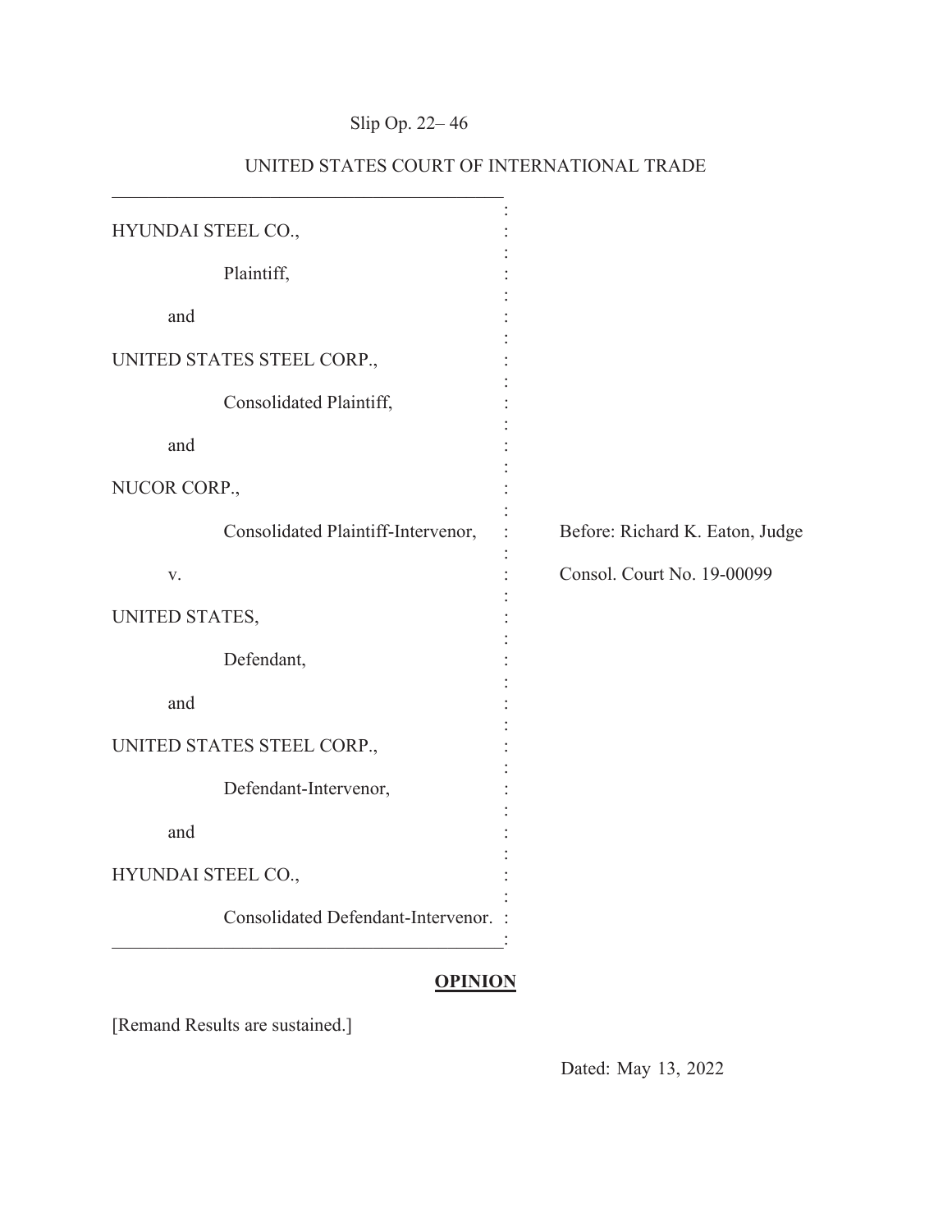Slip Op. 22– 46

UNITED STATES COURT OF INTERNATIONAL TRADE

HYUNDAI STEEL CO.,

Plaintiff,

and

UNITED STATES STEEL CORP.,

Consolidated Plaintiff,

and

NUCOR CORP.,

Consolidated Plaintiff-Intervenor,

v.

UNITED STATES,

Defendant,

and

UNITED STATES STEEL CORP.,

Defendant-Intervenor,

and

HYUNDAI STEEL CO.,

Consolidated Defendant-Intervenor.

Before: Richard K. Eaton, Judge

Consol. Court No. 19-00099

**OPINION**

[Remand Results are sustained.]

Dated: May 13, 2022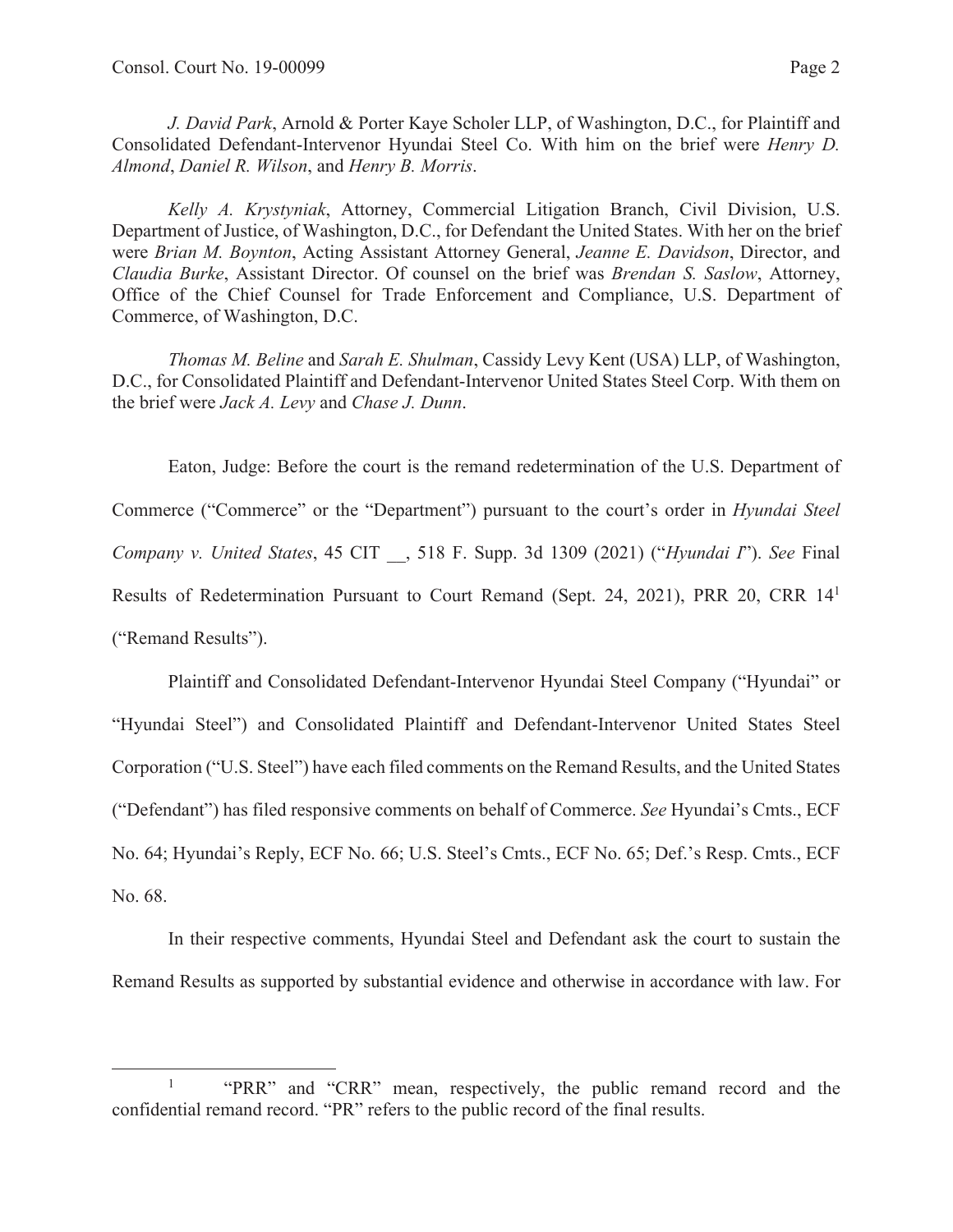*J. David Park*, Arnold & Porter Kaye Scholer LLP, of Washington, D.C., for Plaintiff and Consolidated Defendant-Intervenor Hyundai Steel Co. With him on the brief were *Henry D. Almond*, *Daniel R. Wilson*, and *Henry B. Morris*.

*Kelly A. Krystyniak*, Attorney, Commercial Litigation Branch, Civil Division, U.S. Department of Justice, of Washington, D.C., for Defendant the United States. With her on the brief were *Brian M. Boynton*, Acting Assistant Attorney General, *Jeanne E. Davidson*, Director, and *Claudia Burke*, Assistant Director. Of counsel on the brief was *Brendan S. Saslow*, Attorney, Office of the Chief Counsel for Trade Enforcement and Compliance, U.S. Department of Commerce, of Washington, D.C.

*Thomas M. Beline* and *Sarah E. Shulman*, Cassidy Levy Kent (USA) LLP, of Washington, D.C., for Consolidated Plaintiff and Defendant-Intervenor United States Steel Corp. With them on the brief were *Jack A. Levy* and *Chase J. Dunn*.

Eaton, Judge: Before the court is the remand redetermination of the U.S. Department of Commerce ("Commerce" or the "Department") pursuant to the court's order in *Hyundai Steel Company v. United States*, 45 CIT __, 518 F. Supp. 3d 1309 (2021) ("*Hyundai I*"). *See* Final Results of Redetermination Pursuant to Court Remand (Sept. 24, 2021), PRR 20, CRR 14[1] ("Remand Results").

Plaintiff and Consolidated Defendant-Intervenor Hyundai Steel Company ("Hyundai" or "Hyundai Steel") and Consolidated Plaintiff and Defendant-Intervenor United States Steel Corporation ("U.S. Steel") have each filed comments on the Remand Results, and the United States ("Defendant") has filed responsive comments on behalf of Commerce. *See* Hyundai's Cmts., ECF No. 64; Hyundai's Reply, ECF No. 66; U.S. Steel's Cmts., ECF No. 65; Def.'s Resp. Cmts., ECF No. 68.

In their respective comments, Hyundai Steel and Defendant ask the court to sustain the Remand Results as supported by substantial evidence and otherwise in accordance with law. For

[1] "PRR" and "CRR" mean, respectively, the public remand record and the confidential remand record. "PR" refers to the public record of the final results.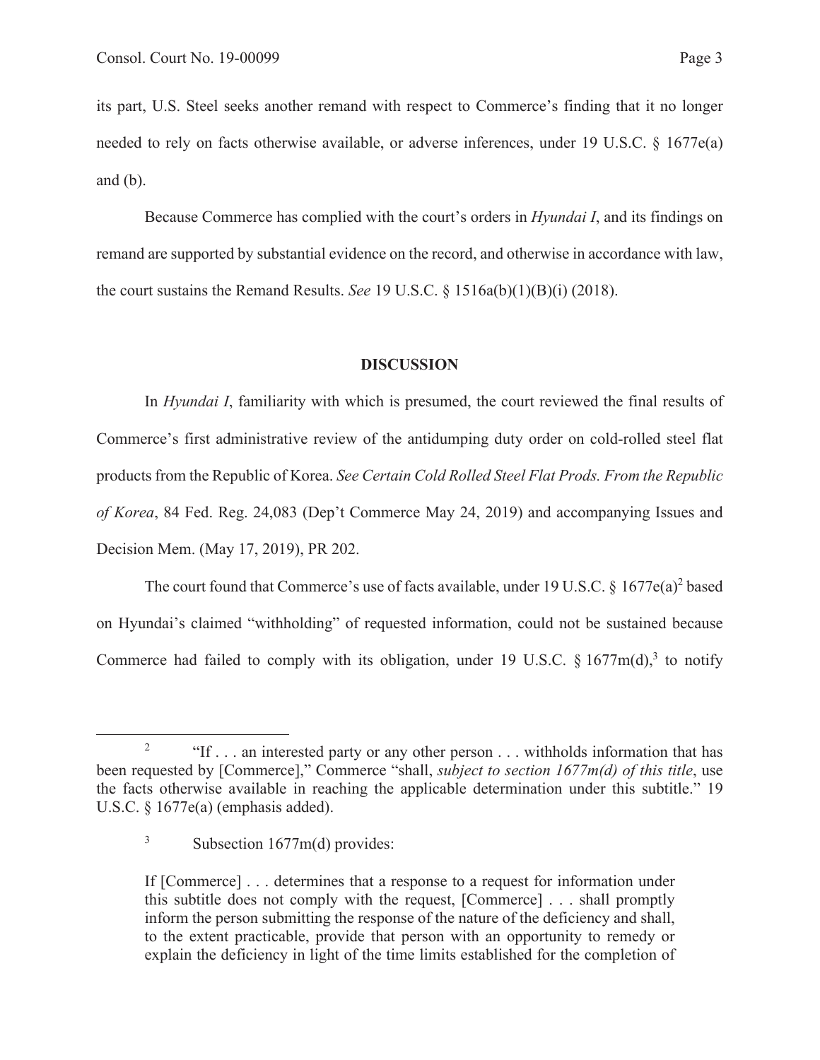its part, U.S. Steel seeks another remand with respect to Commerce's finding that it no longer needed to rely on facts otherwise available, or adverse inferences, under 19 U.S.C. § 1677e(a) and (b).

Because Commerce has complied with the court's orders in *Hyundai I*, and its findings on remand are supported by substantial evidence on the record, and otherwise in accordance with law, the court sustains the Remand Results. *See* 19 U.S.C. § 1516a(b)(1)(B)(i) (2018).

**DISCUSSION**

In *Hyundai I*, familiarity with which is presumed, the court reviewed the final results of Commerce's first administrative review of the antidumping duty order on cold-rolled steel flat products from the Republic of Korea. *See Certain Cold Rolled Steel Flat Prods. From the Republic of Korea*, 84 Fed. Reg. 24,083 (Dep't Commerce May 24, 2019) and accompanying Issues and Decision Mem. (May 17, 2019), PR 202.

The court found that Commerce's use of facts available, under 19 U.S.C. § 1677e(a)[2] based on Hyundai's claimed "withholding" of requested information, could not be sustained because Commerce had failed to comply with its obligation, under 19 U.S.C. § 1677m(d),[3] to notify

---

[2] "If . . . an interested party or any other person . . . withholds information that has been requested by [Commerce]," Commerce "shall, *subject to section 1677m(d) of this title*, use the facts otherwise available in reaching the applicable determination under this subtitle." 19 U.S.C. § 1677e(a) (emphasis added).

[3] Subsection 1677m(d) provides:

> If [Commerce] . . . determines that a response to a request for information under this subtitle does not comply with the request, [Commerce] . . . shall promptly inform the person submitting the response of the nature of the deficiency and shall, to the extent practicable, provide that person with an opportunity to remedy or explain the deficiency in light of the time limits established for the completion of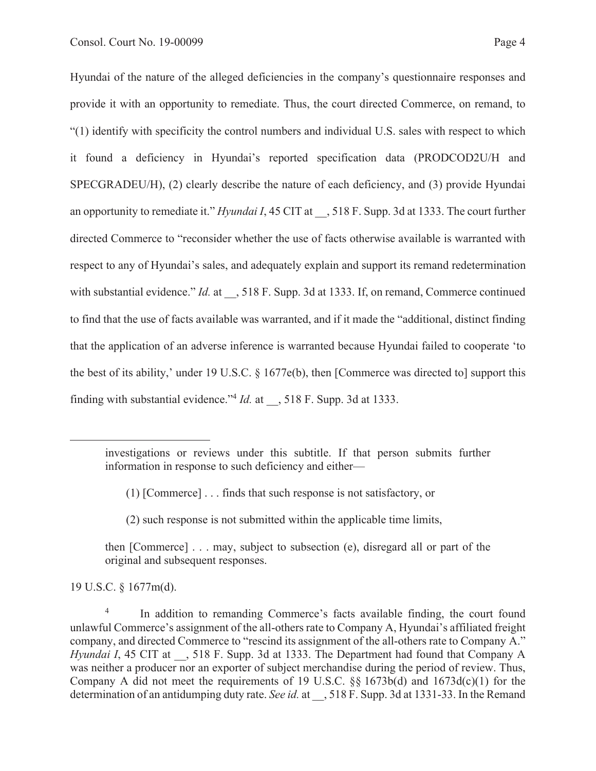Hyundai of the nature of the alleged deficiencies in the company's questionnaire responses and provide it with an opportunity to remediate. Thus, the court directed Commerce, on remand, to "(1) identify with specificity the control numbers and individual U.S. sales with respect to which it found a deficiency in Hyundai's reported specification data (PRODCOD2U/H and SPECGRADEU/H), (2) clearly describe the nature of each deficiency, and (3) provide Hyundai an opportunity to remediate it." *Hyundai I*, 45 CIT at __, 518 F. Supp. 3d at 1333. The court further directed Commerce to "reconsider whether the use of facts otherwise available is warranted with respect to any of Hyundai's sales, and adequately explain and support its remand redetermination with substantial evidence." *Id.* at __, 518 F. Supp. 3d at 1333. If, on remand, Commerce continued to find that the use of facts available was warranted, and if it made the "additional, distinct finding that the application of an adverse inference is warranted because Hyundai failed to cooperate 'to the best of its ability,' under 19 U.S.C. § 1677e(b), then [Commerce was directed to] support this finding with substantial evidence."[4] *Id.* at __, 518 F. Supp. 3d at 1333.

---

> investigations or reviews under this subtitle. If that person submits further information in response to such deficiency and either—
>
> (1) [Commerce] . . . finds that such response is not satisfactory, or
>
> (2) such response is not submitted within the applicable time limits,
>
> then [Commerce] . . . may, subject to subsection (e), disregard all or part of the original and subsequent responses.

19 U.S.C. § 1677m(d).

[4] In addition to remanding Commerce's facts available finding, the court found unlawful Commerce's assignment of the all-others rate to Company A, Hyundai's affiliated freight company, and directed Commerce to "rescind its assignment of the all-others rate to Company A." *Hyundai I*, 45 CIT at __, 518 F. Supp. 3d at 1333. The Department had found that Company A was neither a producer nor an exporter of subject merchandise during the period of review. Thus, Company A did not meet the requirements of 19 U.S.C. §§ 1673b(d) and 1673d(c)(1) for the determination of an antidumping duty rate. *See id.* at __, 518 F. Supp. 3d at 1331-33. In the Remand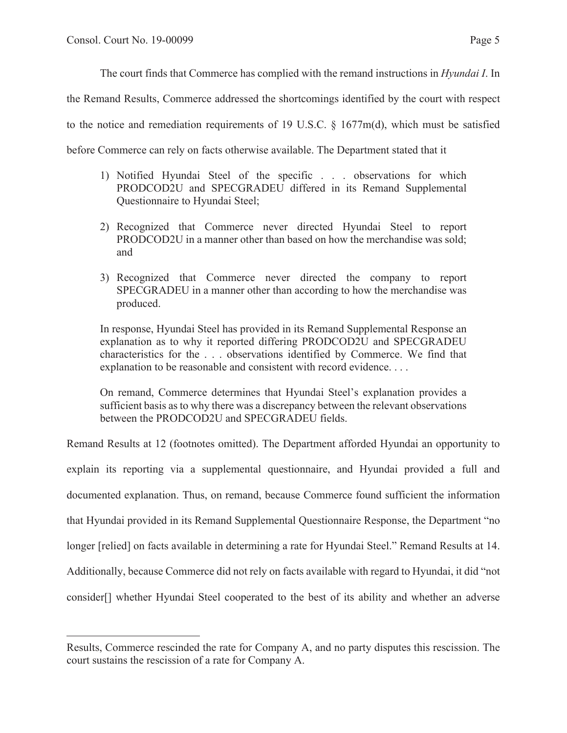The court finds that Commerce has complied with the remand instructions in *Hyundai I*. In the Remand Results, Commerce addressed the shortcomings identified by the court with respect to the notice and remediation requirements of 19 U.S.C. § 1677m(d), which must be satisfied before Commerce can rely on facts otherwise available. The Department stated that it

> 1) Notified Hyundai Steel of the specific . . . observations for which PRODCOD2U and SPECGRADEU differed in its Remand Supplemental Questionnaire to Hyundai Steel;
>
> 2) Recognized that Commerce never directed Hyundai Steel to report PRODCOD2U in a manner other than based on how the merchandise was sold; and
>
> 3) Recognized that Commerce never directed the company to report SPECGRADEU in a manner other than according to how the merchandise was produced.
>
> In response, Hyundai Steel has provided in its Remand Supplemental Response an explanation as to why it reported differing PRODCOD2U and SPECGRADEU characteristics for the . . . observations identified by Commerce. We find that explanation to be reasonable and consistent with record evidence. . . .
>
> On remand, Commerce determines that Hyundai Steel's explanation provides a sufficient basis as to why there was a discrepancy between the relevant observations between the PRODCOD2U and SPECGRADEU fields.

Remand Results at 12 (footnotes omitted). The Department afforded Hyundai an opportunity to explain its reporting via a supplemental questionnaire, and Hyundai provided a full and documented explanation. Thus, on remand, because Commerce found sufficient the information that Hyundai provided in its Remand Supplemental Questionnaire Response, the Department "no longer [relied] on facts available in determining a rate for Hyundai Steel." Remand Results at 14. Additionally, because Commerce did not rely on facts available with regard to Hyundai, it did "not consider[] whether Hyundai Steel cooperated to the best of its ability and whether an adverse

---

Results, Commerce rescinded the rate for Company A, and no party disputes this rescission. The court sustains the rescission of a rate for Company A.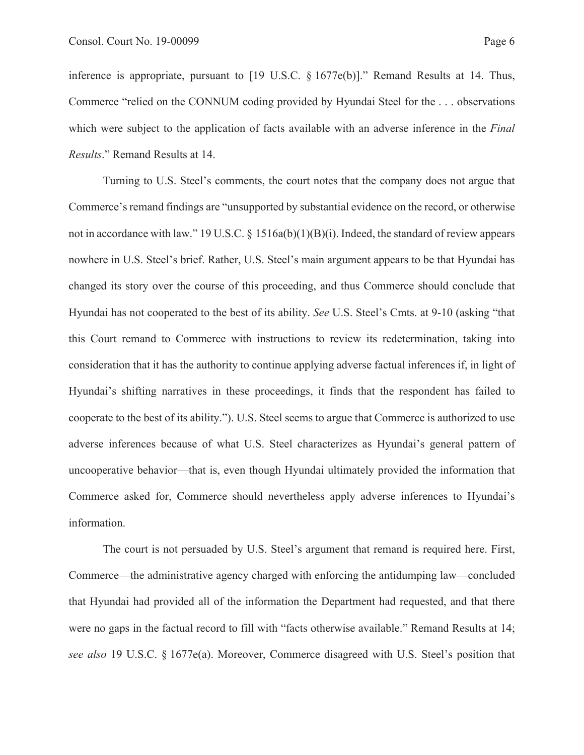inference is appropriate, pursuant to [19 U.S.C. § 1677e(b)]." Remand Results at 14. Thus, Commerce "relied on the CONNUM coding provided by Hyundai Steel for the . . . observations which were subject to the application of facts available with an adverse inference in the *Final Results*." Remand Results at 14.

Turning to U.S. Steel's comments, the court notes that the company does not argue that Commerce's remand findings are "unsupported by substantial evidence on the record, or otherwise not in accordance with law." 19 U.S.C. § 1516a(b)(1)(B)(i). Indeed, the standard of review appears nowhere in U.S. Steel's brief. Rather, U.S. Steel's main argument appears to be that Hyundai has changed its story over the course of this proceeding, and thus Commerce should conclude that Hyundai has not cooperated to the best of its ability. *See* U.S. Steel's Cmts. at 9-10 (asking "that this Court remand to Commerce with instructions to review its redetermination, taking into consideration that it has the authority to continue applying adverse factual inferences if, in light of Hyundai's shifting narratives in these proceedings, it finds that the respondent has failed to cooperate to the best of its ability."). U.S. Steel seems to argue that Commerce is authorized to use adverse inferences because of what U.S. Steel characterizes as Hyundai's general pattern of uncooperative behavior—that is, even though Hyundai ultimately provided the information that Commerce asked for, Commerce should nevertheless apply adverse inferences to Hyundai's information.

The court is not persuaded by U.S. Steel's argument that remand is required here. First, Commerce—the administrative agency charged with enforcing the antidumping law—concluded that Hyundai had provided all of the information the Department had requested, and that there were no gaps in the factual record to fill with "facts otherwise available." Remand Results at 14; *see also* 19 U.S.C. § 1677e(a). Moreover, Commerce disagreed with U.S. Steel's position that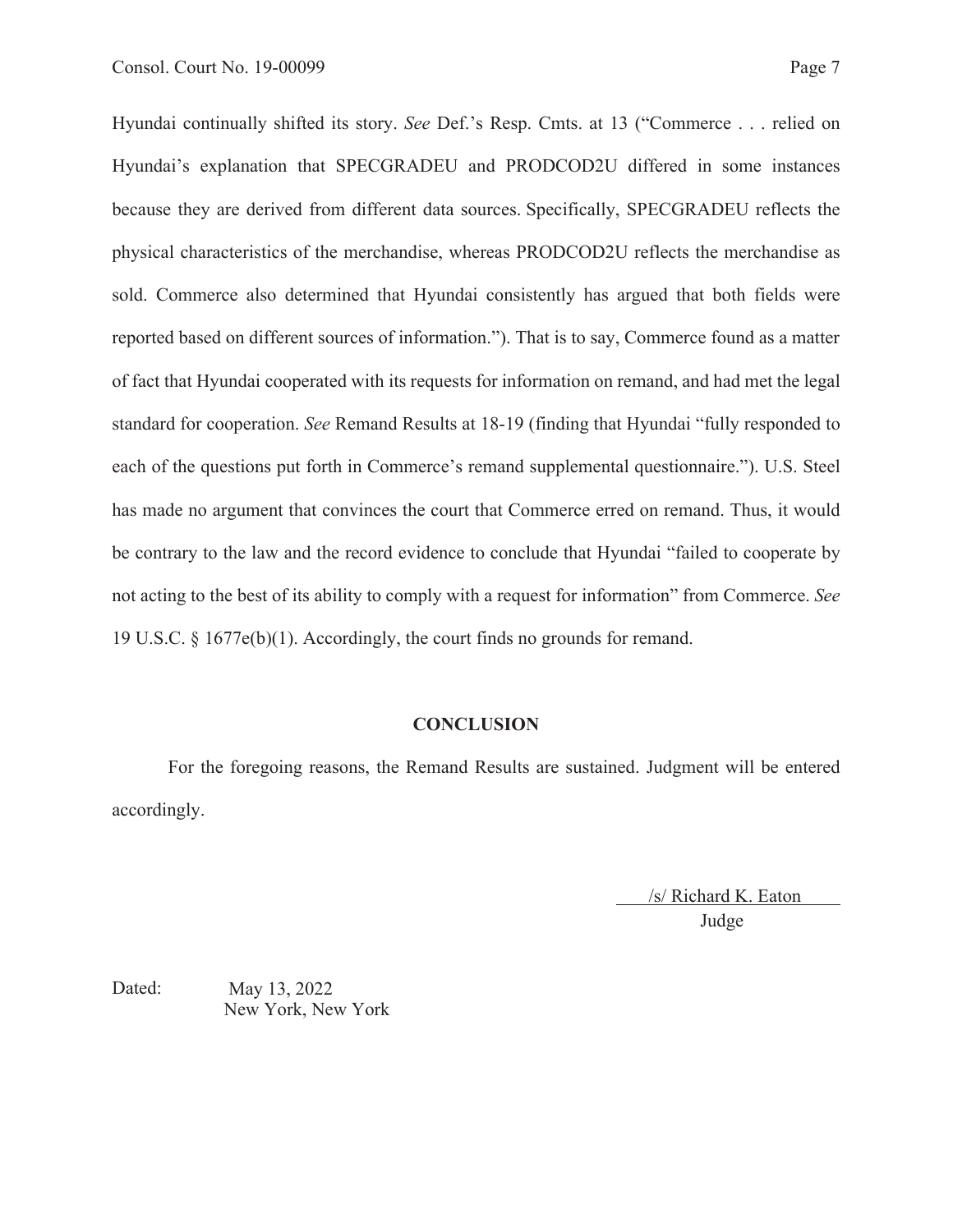Hyundai continually shifted its story. *See* Def.'s Resp. Cmts. at 13 ("Commerce . . . relied on Hyundai's explanation that SPECGRADEU and PRODCOD2U differed in some instances because they are derived from different data sources. Specifically, SPECGRADEU reflects the physical characteristics of the merchandise, whereas PRODCOD2U reflects the merchandise as sold. Commerce also determined that Hyundai consistently has argued that both fields were reported based on different sources of information."). That is to say, Commerce found as a matter of fact that Hyundai cooperated with its requests for information on remand, and had met the legal standard for cooperation. *See* Remand Results at 18-19 (finding that Hyundai "fully responded to each of the questions put forth in Commerce's remand supplemental questionnaire."). U.S. Steel has made no argument that convinces the court that Commerce erred on remand. Thus, it would be contrary to the law and the record evidence to conclude that Hyundai "failed to cooperate by not acting to the best of its ability to comply with a request for information" from Commerce. *See* 19 U.S.C. § 1677e(b)(1). Accordingly, the court finds no grounds for remand.

**CONCLUSION**

For the foregoing reasons, the Remand Results are sustained. Judgment will be entered accordingly.

/s/ Richard K. Eaton
Judge

Dated: May 13, 2022
New York, New York